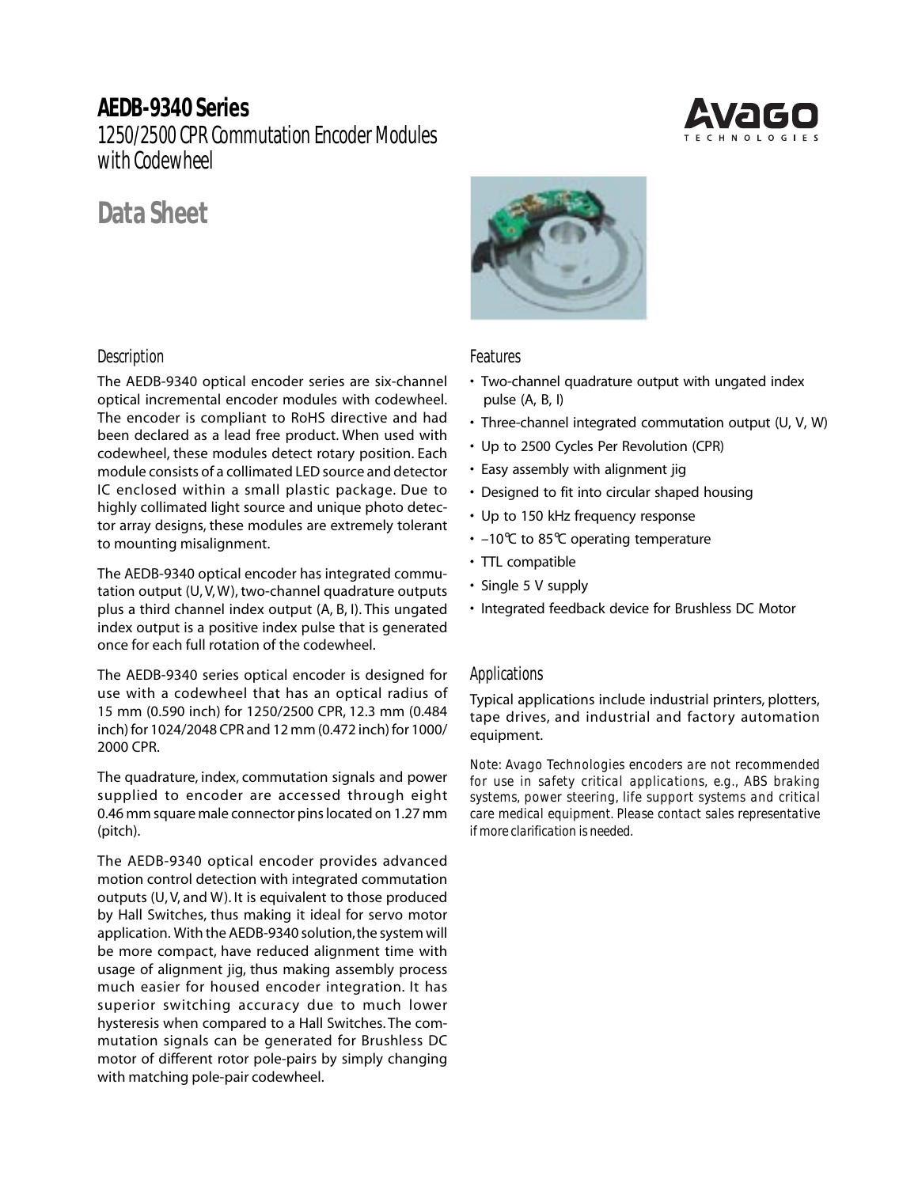# AEDB-9340 Series

## 1250/2500 CPR Commutation Encoder Modules with Codewheel

# Data Sheet

## Description

The AEDB-9340 optical encoder series are six-channel optical incremental encoder modules with codewheel. The encoder is compliant to RoHS directive and had been declared as a lead free product. When used with codewheel, these modules detect rotary position. Each module consists of a collimated LED source and detector IC enclosed within a small plastic package. Due to highly collimated light source and unique photo detector array designs, these modules are extremely tolerant to mounting misalignment.

The AEDB-9340 optical encoder has integrated commutation output (U, V, W), two-channel quadrature outputs plus a third channel index output (A, B, I). This ungated index output is a positive index pulse that is generated once for each full rotation of the codewheel.

The AEDB-9340 series optical encoder is designed for use with a codewheel that has an optical radius of 15 mm (0.590 inch) for 1250/2500 CPR, 12.3 mm (0.484 inch) for 1024/2048 CPR and 12 mm (0.472 inch) for 1000/2000 CPR.

The quadrature, index, commutation signals and power supplied to encoder are accessed through eight 0.46 mm square male connector pins located on 1.27 mm (pitch).

The AEDB-9340 optical encoder provides advanced motion control detection with integrated commutation outputs (U, V, and W). It is equivalent to those produced by Hall Switches, thus making it ideal for servo motor application. With the AEDB-9340 solution, the system will be more compact, have reduced alignment time with usage of alignment jig, thus making assembly process much easier for housed encoder integration. It has superior switching accuracy due to much lower hysteresis when compared to a Hall Switches. The commutation signals can be generated for Brushless DC motor of different rotor pole-pairs by simply changing with matching pole-pair codewheel.

## Features

- Two-channel quadrature output with ungated index pulse (A, B, I)
- Three-channel integrated commutation output (U, V, W)
- Up to 2500 Cycles Per Revolution (CPR)
- Easy assembly with alignment jig
- Designed to fit into circular shaped housing
- Up to 150 kHz frequency response
- –10°C to 85°C operating temperature
- TTL compatible
- Single 5 V supply
- Integrated feedback device for Brushless DC Motor

## Applications

Typical applications include industrial printers, plotters, tape drives, and industrial and factory automation equipment.

*Note: Avago Technologies encoders are not recommended for use in safety critical applications, e.g., ABS braking systems, power steering, life support systems and critical care medical equipment. Please contact sales representative if more clarification is needed.*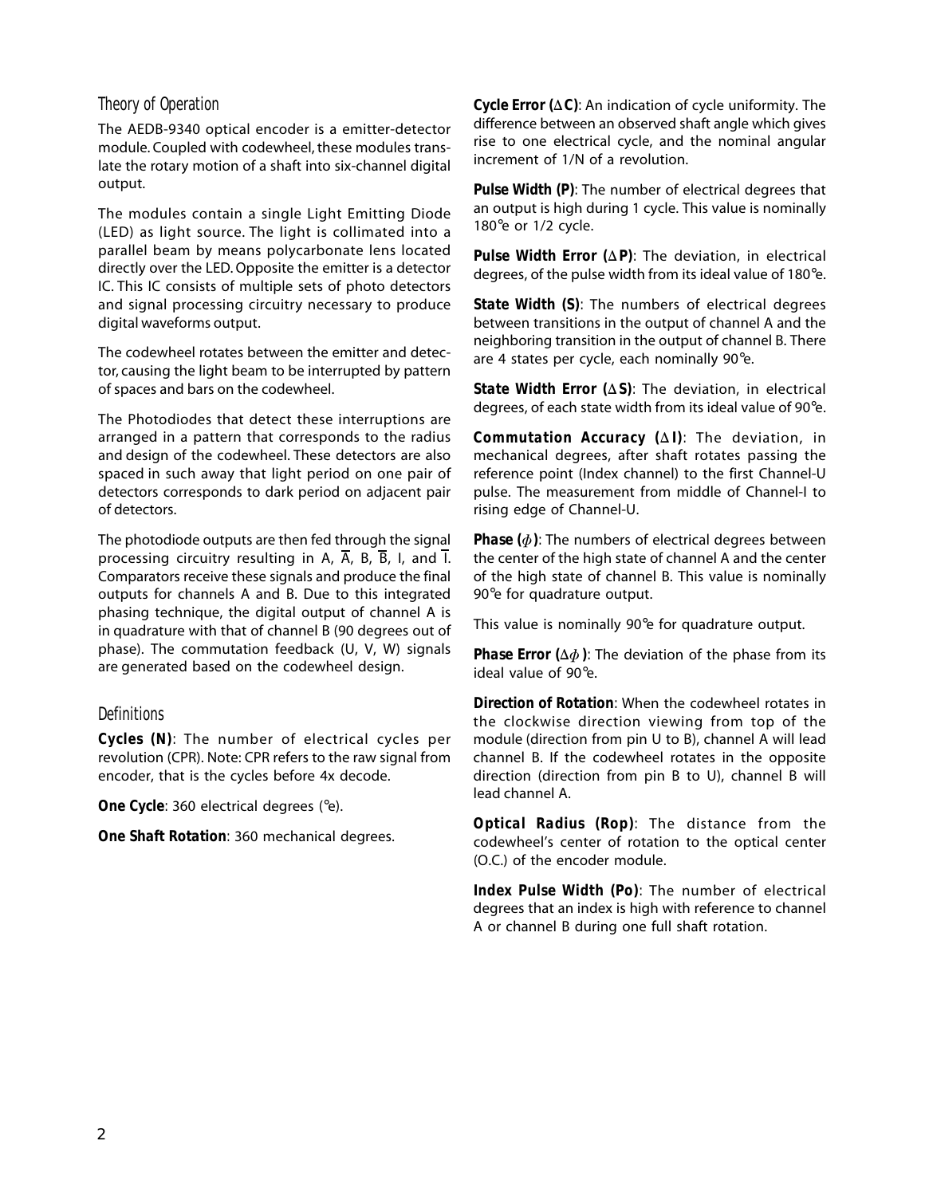## Theory of Operation

The AEDB-9340 optical encoder is a emitter-detector module. Coupled with codewheel, these modules translate the rotary motion of a shaft into six-channel digital output.

The modules contain a single Light Emitting Diode (LED) as light source. The light is collimated into a parallel beam by means polycarbonate lens located directly over the LED. Opposite the emitter is a detector IC. This IC consists of multiple sets of photo detectors and signal processing circuitry necessary to produce digital waveforms output.

The codewheel rotates between the emitter and detector, causing the light beam to be interrupted by pattern of spaces and bars on the codewheel.

The Photodiodes that detect these interruptions are arranged in a pattern that corresponds to the radius and design of the codewheel. These detectors are also spaced in such away that light period on one pair of detectors corresponds to dark period on adjacent pair of detectors.

The photodiode outputs are then fed through the signal processing circuitry resulting in A, $\overline{A}$, B, $\overline{B}$, I, and $\overline{I}$. Comparators receive these signals and produce the final outputs for channels A and B. Due to this integrated phasing technique, the digital output of channel A is in quadrature with that of channel B (90 degrees out of phase). The commutation feedback (U, V, W) signals are generated based on the codewheel design.

## Definitions

**Cycles (N)**: The number of electrical cycles per revolution (CPR). Note: CPR refers to the raw signal from encoder, that is the cycles before 4x decode.

**One Cycle**: 360 electrical degrees (°e).

**One Shaft Rotation**: 360 mechanical degrees.

**Cycle Error ($\Delta$C)**: An indication of cycle uniformity. The difference between an observed shaft angle which gives rise to one electrical cycle, and the nominal angular increment of 1/N of a revolution.

**Pulse Width (P)**: The number of electrical degrees that an output is high during 1 cycle. This value is nominally 180°e or 1/2 cycle.

**Pulse Width Error ($\Delta$P)**: The deviation, in electrical degrees, of the pulse width from its ideal value of 180°e.

**State Width (S)**: The numbers of electrical degrees between transitions in the output of channel A and the neighboring transition in the output of channel B. There are 4 states per cycle, each nominally 90°e.

**State Width Error ($\Delta$S)**: The deviation, in electrical degrees, of each state width from its ideal value of 90°e.

**Commutation Accuracy ($\Delta$I)**: The deviation, in mechanical degrees, after shaft rotates passing the reference point (Index channel) to the first Channel-U pulse. The measurement from middle of Channel-I to rising edge of Channel-U.

**Phase ($\phi$)**: The numbers of electrical degrees between the center of the high state of channel A and the center of the high state of channel B. This value is nominally 90°e for quadrature output.

This value is nominally 90°e for quadrature output.

**Phase Error ($\Delta\phi$)**: The deviation of the phase from its ideal value of 90°e.

**Direction of Rotation**: When the codewheel rotates in the clockwise direction viewing from top of the module (direction from pin U to B), channel A will lead channel B. If the codewheel rotates in the opposite direction (direction from pin B to U), channel B will lead channel A.

**Optical Radius (Rop)**: The distance from the codewheel's center of rotation to the optical center (O.C.) of the encoder module.

**Index Pulse Width (Po)**: The number of electrical degrees that an index is high with reference to channel A or channel B during one full shaft rotation.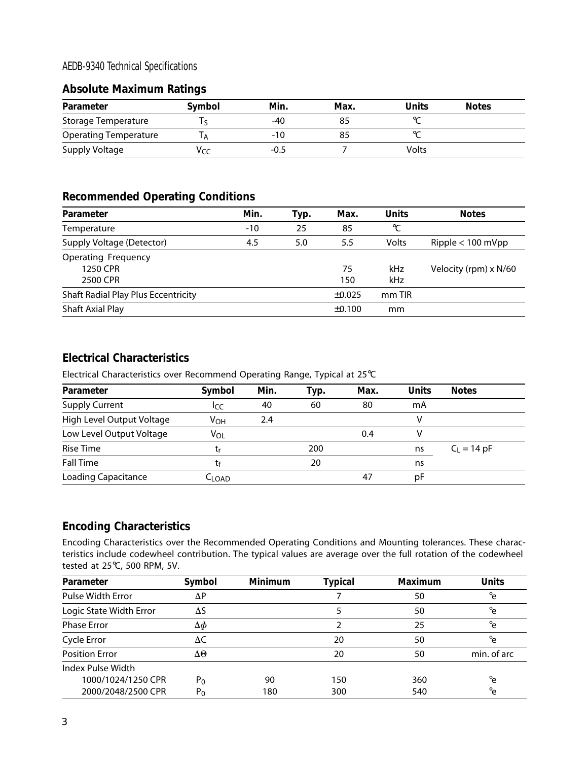AEDB-9340 Technical Specifications

## Absolute Maximum Ratings

| Parameter | Symbol | Min. | Max. | Units | Notes |
|---|---|---|---|---|---|
| Storage Temperature | $T_S$ | -40 | 85 | °C | |
| Operating Temperature | $T_A$ | -10 | 85 | °C | |
| Supply Voltage | $V_{CC}$ | -0.5 | 7 | Volts | |

## Recommended Operating Conditions

| Parameter | Min. | Typ. | Max. | Units | Notes |
|---|---|---|---|---|---|
| Temperature | -10 | 25 | 85 | °C | |
| Supply Voltage (Detector) | 4.5 | 5.0 | 5.5 | Volts | Ripple < 100 mVpp |
| Operating Frequency | | | | | |
| 1250 CPR | | | 75 | kHz | Velocity (rpm) x N/60 |
| 2500 CPR | | | 150 | kHz | |
| Shaft Radial Play Plus Eccentricity | | | ±0.025 | mm TIR | |
| Shaft Axial Play | | | ±0.100 | mm | |

## Electrical Characteristics

Electrical Characteristics over Recommend Operating Range, Typical at 25°C

| Parameter | Symbol | Min. | Typ. | Max. | Units | Notes |
|---|---|---|---|---|---|---|
| Supply Current | $I_{CC}$ | 40 | 60 | 80 | mA | |
| High Level Output Voltage | $V_{OH}$ | 2.4 | | | V | |
| Low Level Output Voltage | $V_{OL}$ | | | 0.4 | V | |
| Rise Time | $t_r$ | | 200 | | ns | $C_L$ = 14 pF |
| Fall Time | $t_f$ | | 20 | | ns | |
| Loading Capacitance | $C_{LOAD}$ | | | 47 | pF | |

## Encoding Characteristics

Encoding Characteristics over the Recommended Operating Conditions and Mounting tolerances. These characteristics include codewheel contribution. The typical values are average over the full rotation of the codewheel tested at 25°C, 500 RPM, 5V.

| Parameter | Symbol | Minimum | Typical | Maximum | Units |
|---|---|---|---|---|---|
| Pulse Width Error | $\Delta P$ | | 7 | 50 | °e |
| Logic State Width Error | $\Delta S$ | | 5 | 50 | °e |
| Phase Error | $\Delta \phi$ | | 2 | 25 | °e |
| Cycle Error | $\Delta C$ | | 20 | 50 | °e |
| Position Error | $\Delta \Theta$ | | 20 | 50 | min. of arc |
| Index Pulse Width | | | | | |
| 1000/1024/1250 CPR | $P_0$ | 90 | 150 | 360 | °e |
| 2000/2048/2500 CPR | $P_0$ | 180 | 300 | 540 | °e |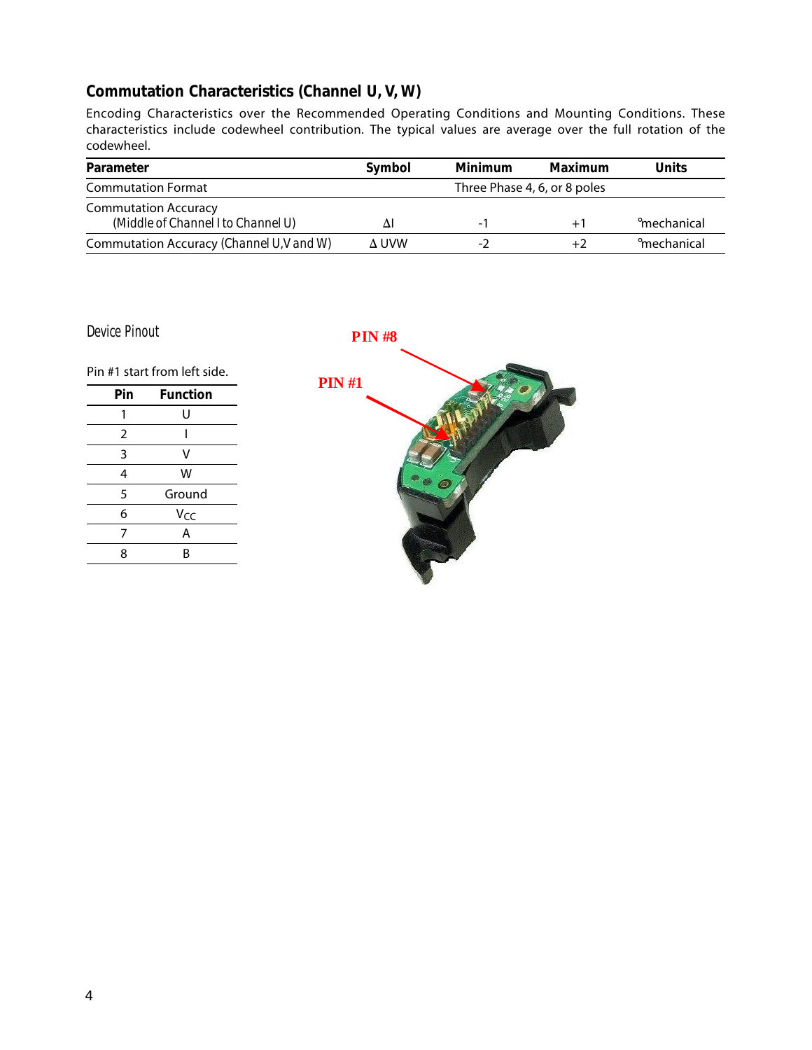## Commutation Characteristics (Channel U, V, W)

Encoding Characteristics over the Recommended Operating Conditions and Mounting Conditions. These characteristics include codewheel contribution. The typical values are average over the full rotation of the codewheel.

| Parameter | Symbol | Minimum | Maximum | Units |
|---|---|---|---|---|
| Commutation Format | | Three Phase 4, 6, or 8 poles | | |
| Commutation Accuracy (Middle of Channel I to Channel U) | ΔI | -1 | +1 | °mechanical |
| Commutation Accuracy (Channel U,V and W) | Δ UVW | -2 | +2 | °mechanical |

### Device Pinout

Pin #1 start from left side.

| Pin | Function |
|---|---|
| 1 | U |
| 2 | I |
| 3 | V |
| 4 | W |
| 5 | Ground |
| 6 | $V_{CC}$ |
| 7 | A |
| 8 | B |

PIN #8

PIN #1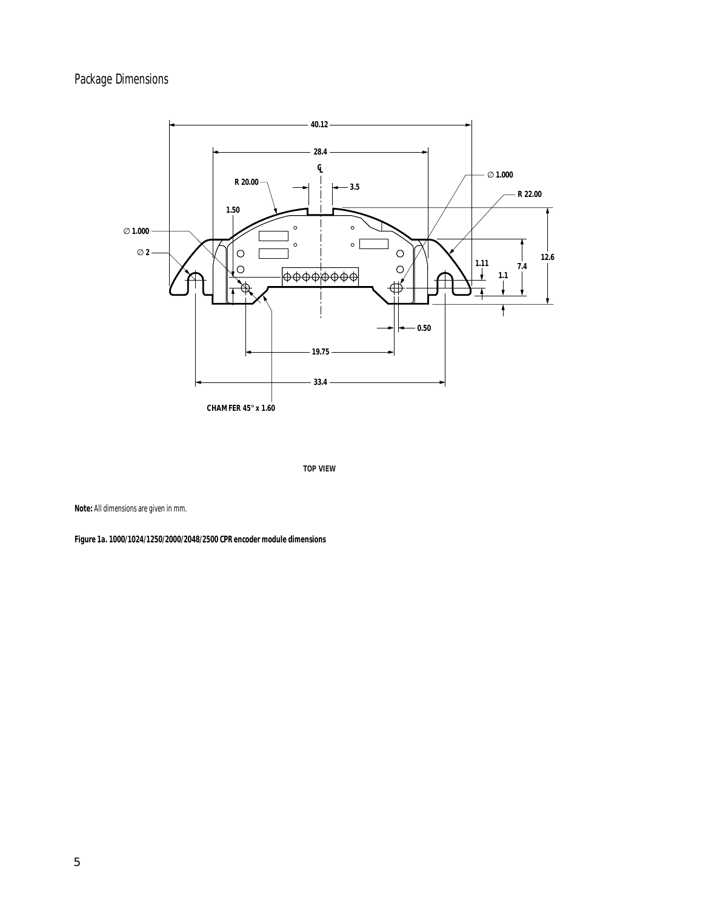## Package Dimensions

Note: All dimensions are given in mm.

**Figure 1a. 1000/1024/1250/2000/2048/2500 CPR encoder module dimensions**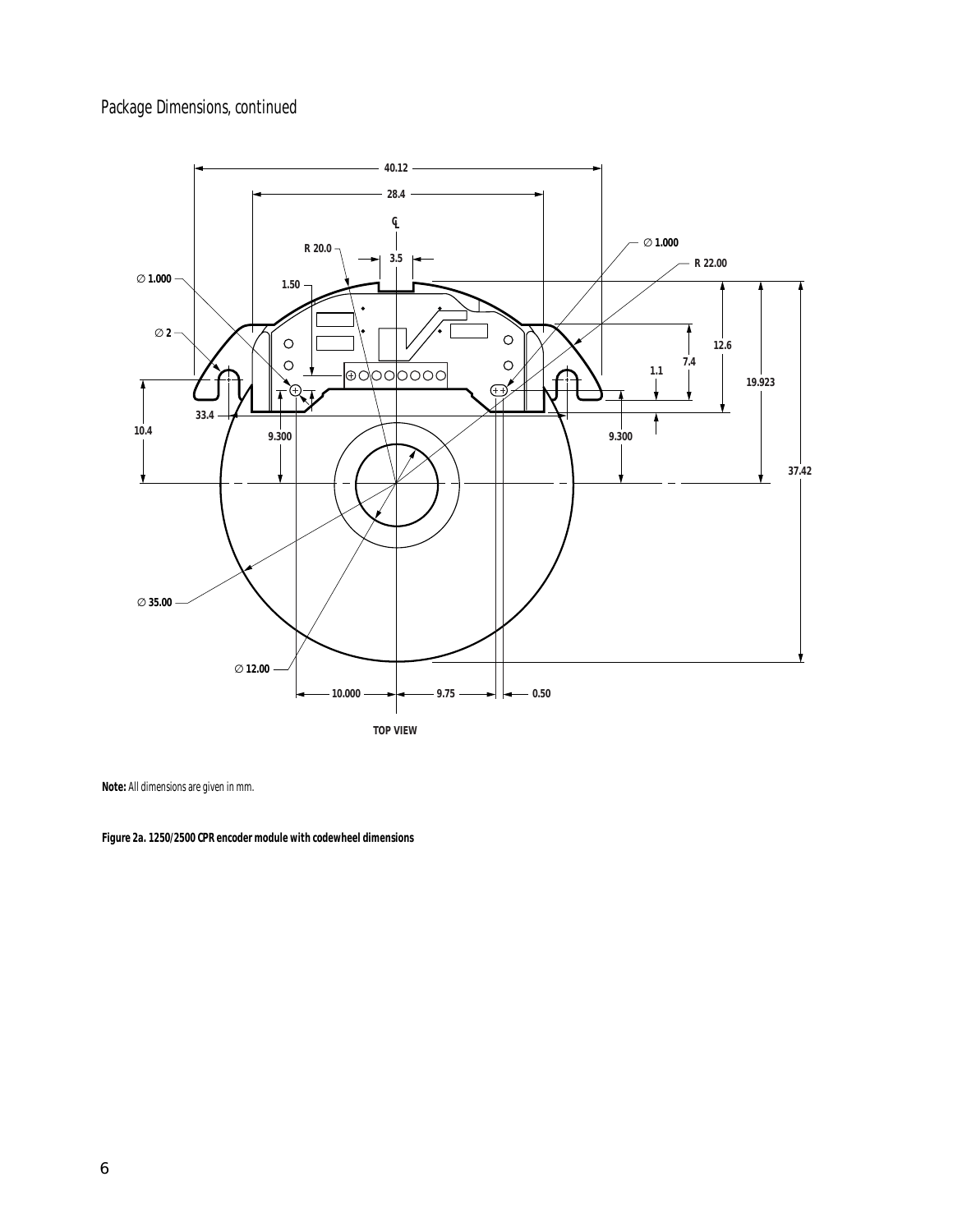## Package Dimensions, continued

**Note:** All dimensions are given in mm.

**Figure 2a. 1250/2500 CPR encoder module with codewheel dimensions**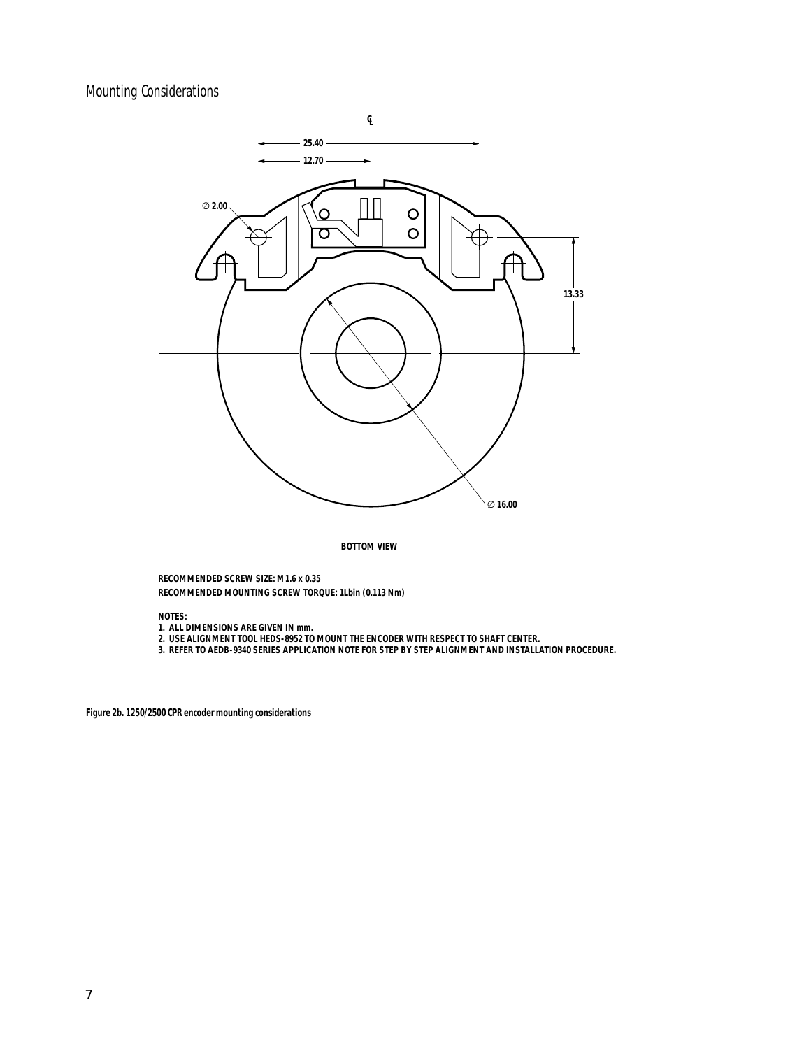## Mounting Considerations

BOTTOM VIEW

RECOMMENDED SCREW SIZE: M1.6 x 0.35
RECOMMENDED MOUNTING SCREW TORQUE: 1Lbin (0.113 Nm)

NOTES:
1. ALL DIMENSIONS ARE GIVEN IN mm.
2. USE ALIGNMENT TOOL HEDS-8952 TO MOUNT THE ENCODER WITH RESPECT TO SHAFT CENTER.
3. REFER TO AEDB-9340 SERIES APPLICATION NOTE FOR STEP BY STEP ALIGNMENT AND INSTALLATION PROCEDURE.

**Figure 2b. 1250/2500 CPR encoder mounting considerations**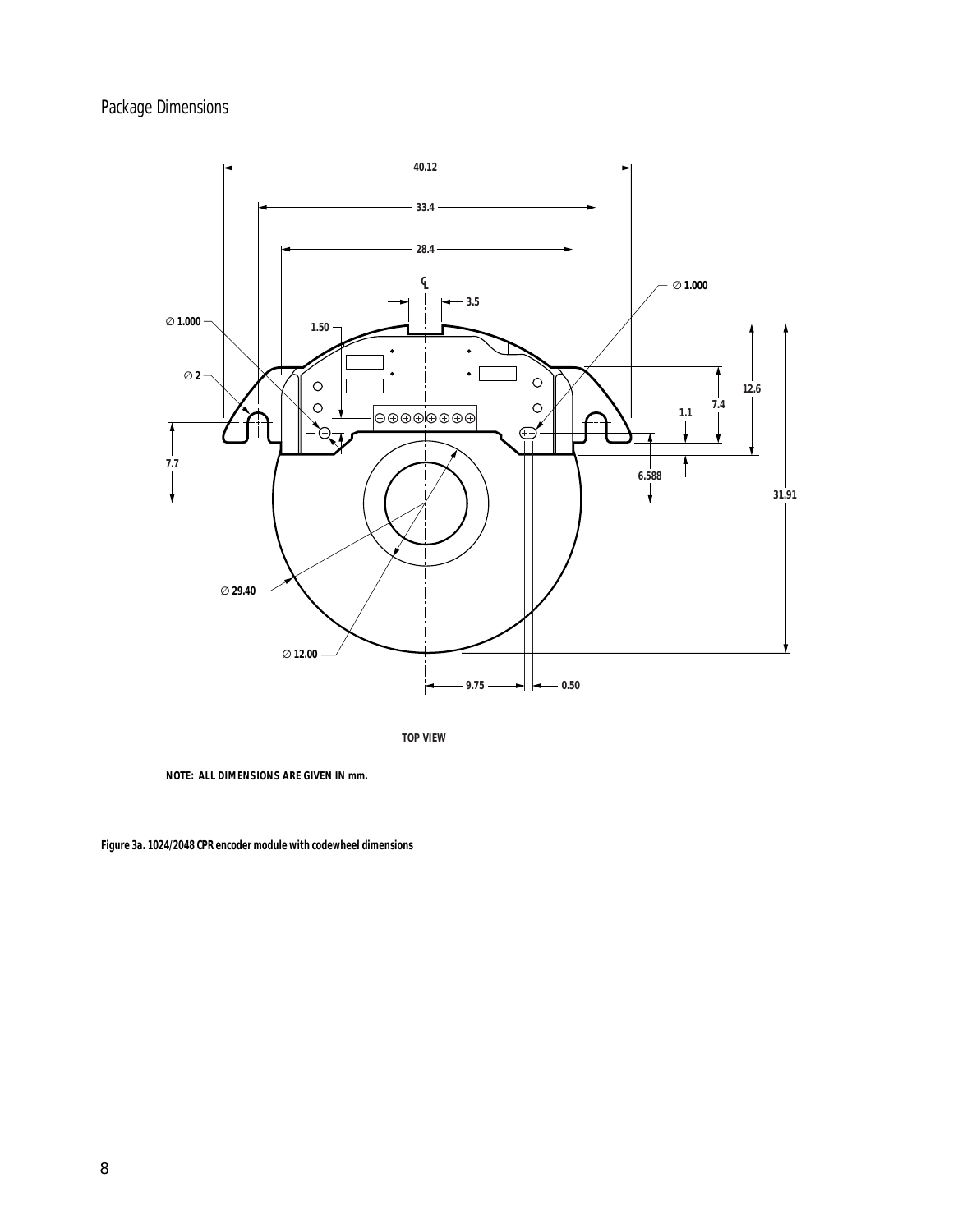## Package Dimensions

TOP VIEW

NOTE: ALL DIMENSIONS ARE GIVEN IN mm.

**Figure 3a. 1024/2048 CPR encoder module with codewheel dimensions**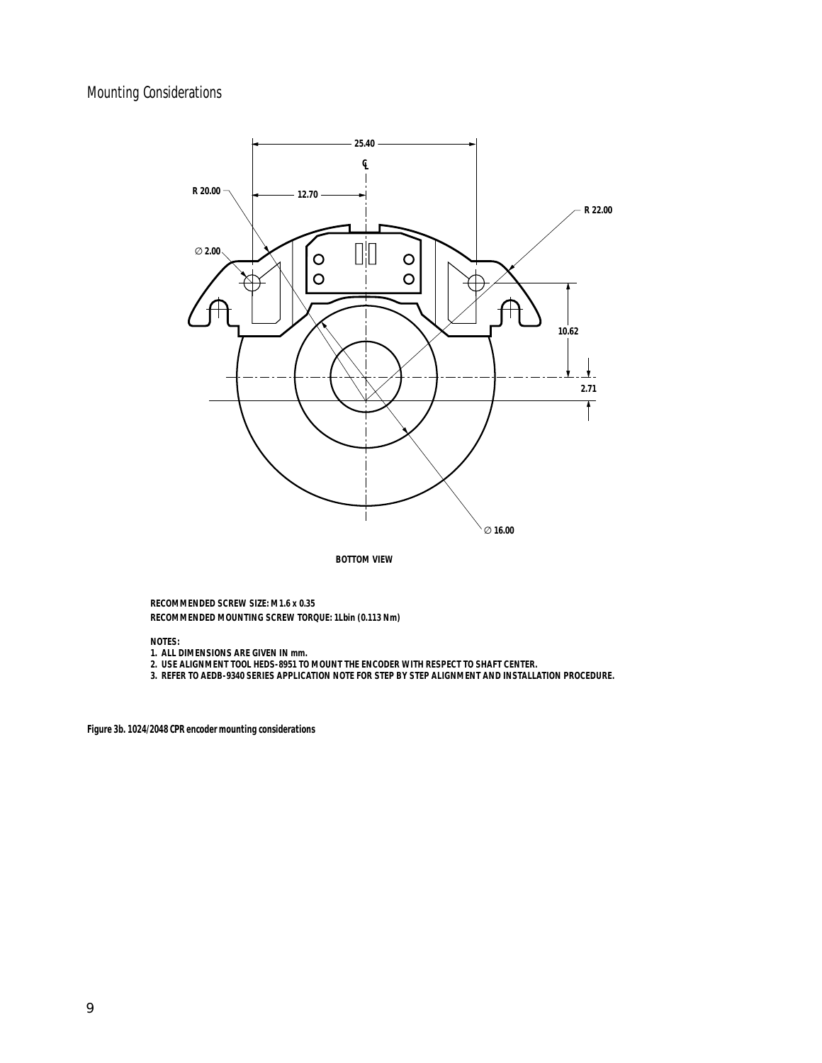## Mounting Considerations

BOTTOM VIEW

RECOMMENDED SCREW SIZE: M1.6 x 0.35
RECOMMENDED MOUNTING SCREW TORQUE: 1Lbin (0.113 Nm)

NOTES:

1. ALL DIMENSIONS ARE GIVEN IN mm.
2. USE ALIGNMENT TOOL HEDS-8951 TO MOUNT THE ENCODER WITH RESPECT TO SHAFT CENTER.
3. REFER TO AEDB-9340 SERIES APPLICATION NOTE FOR STEP BY STEP ALIGNMENT AND INSTALLATION PROCEDURE.

**Figure 3b. 1024/2048 CPR encoder mounting considerations**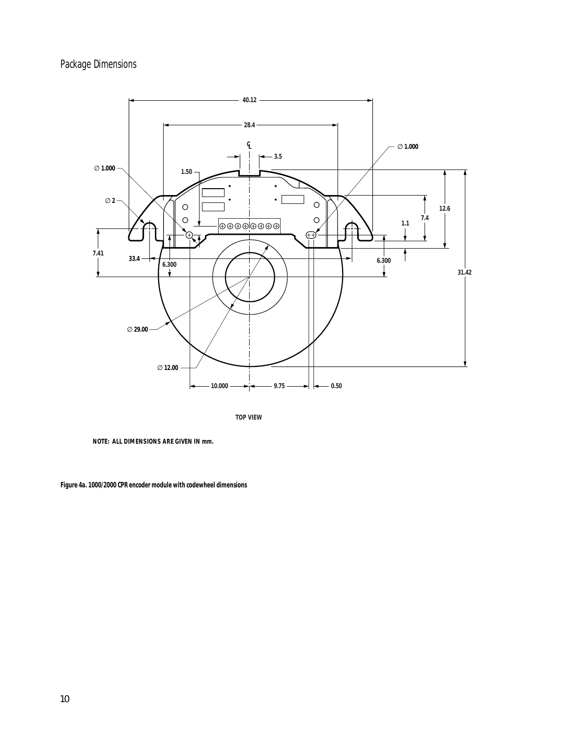## Package Dimensions

TOP VIEW

NOTE: ALL DIMENSIONS ARE GIVEN IN mm.

Figure 4a. 1000/2000 CPR encoder module with codewheel dimensions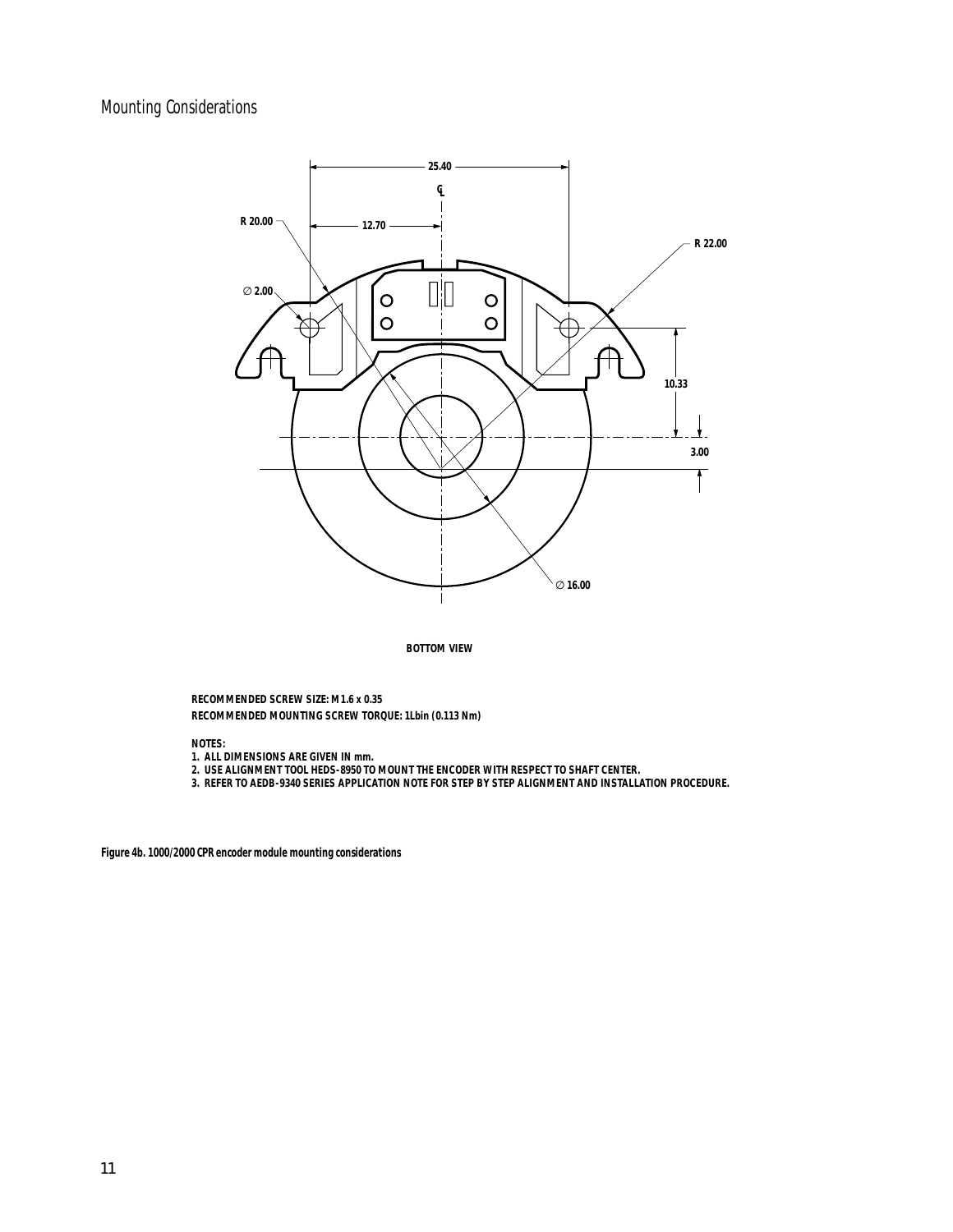## Mounting Considerations

BOTTOM VIEW

RECOMMENDED SCREW SIZE: M1.6 x 0.35
RECOMMENDED MOUNTING SCREW TORQUE: 1Lbin (0.113 Nm)

NOTES:
1. ALL DIMENSIONS ARE GIVEN IN mm.
2. USE ALIGNMENT TOOL HEDS-8950 TO MOUNT THE ENCODER WITH RESPECT TO SHAFT CENTER.
3. REFER TO AEDB-9340 SERIES APPLICATION NOTE FOR STEP BY STEP ALIGNMENT AND INSTALLATION PROCEDURE.

**Figure 4b. 1000/2000 CPR encoder module mounting considerations**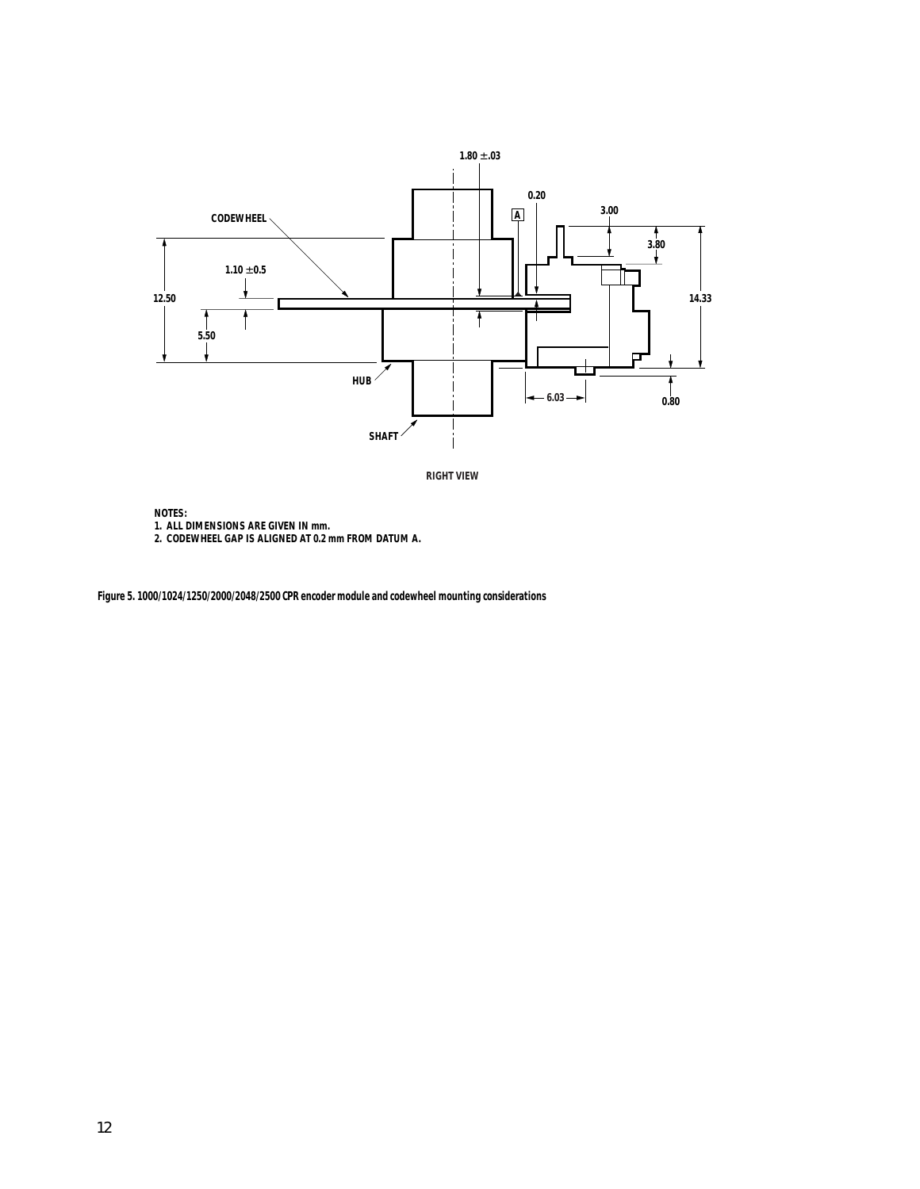CODEWHEEL

1.80 ±.03

0.20

A

3.00

3.80

1.10 ±0.5

12.50

14.33

5.50

HUB

6.03

0.80

SHAFT

RIGHT VIEW

NOTES:
1. ALL DIMENSIONS ARE GIVEN IN mm.
2. CODEWHEEL GAP IS ALIGNED AT 0.2 mm FROM DATUM A.

Figure 5. 1000/1024/1250/2000/2048/2500 CPR encoder module and codewheel mounting considerations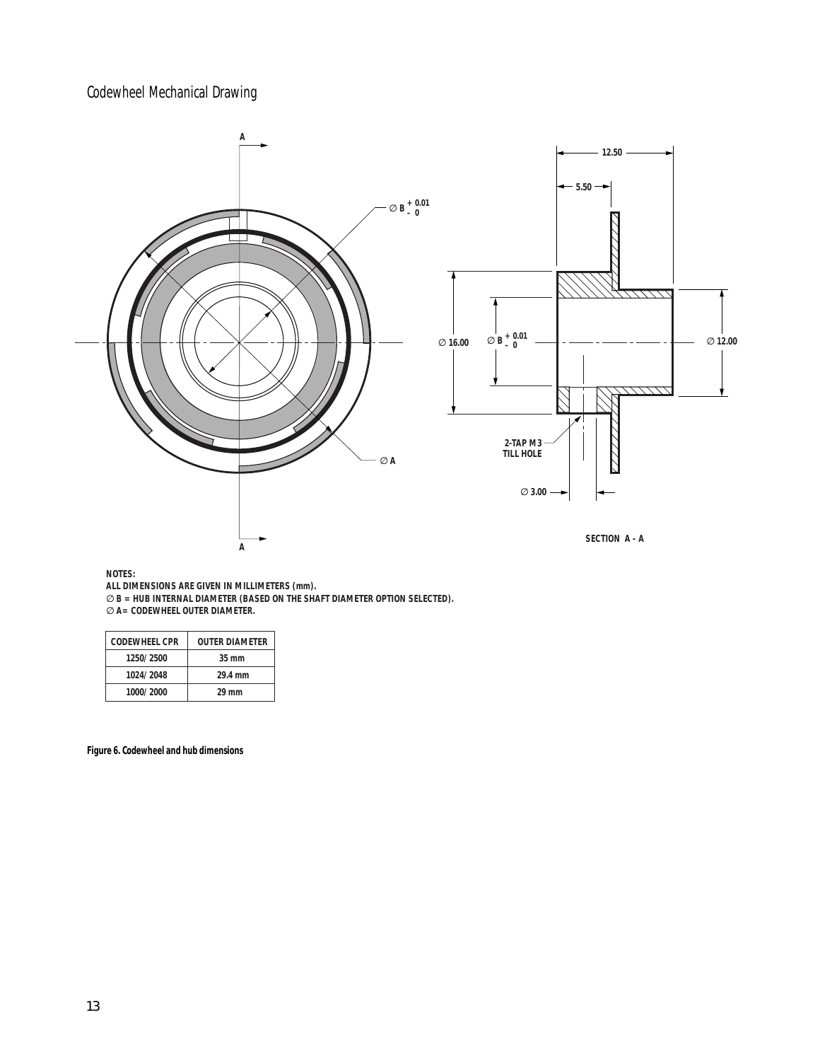## Codewheel Mechanical Drawing

NOTES:
ALL DIMENSIONS ARE GIVEN IN MILLIMETERS (mm).
∅ B = HUB INTERNAL DIAMETER (BASED ON THE SHAFT DIAMETER OPTION SELECTED).
∅ A= CODEWHEEL OUTER DIAMETER.

| CODEWHEEL CPR | OUTER DIAMETER |
| --- | --- |
| 1250/2500 | 35 mm |
| 1024/2048 | 29.4 mm |
| 1000/2000 | 29 mm |

Figure 6. Codewheel and hub dimensions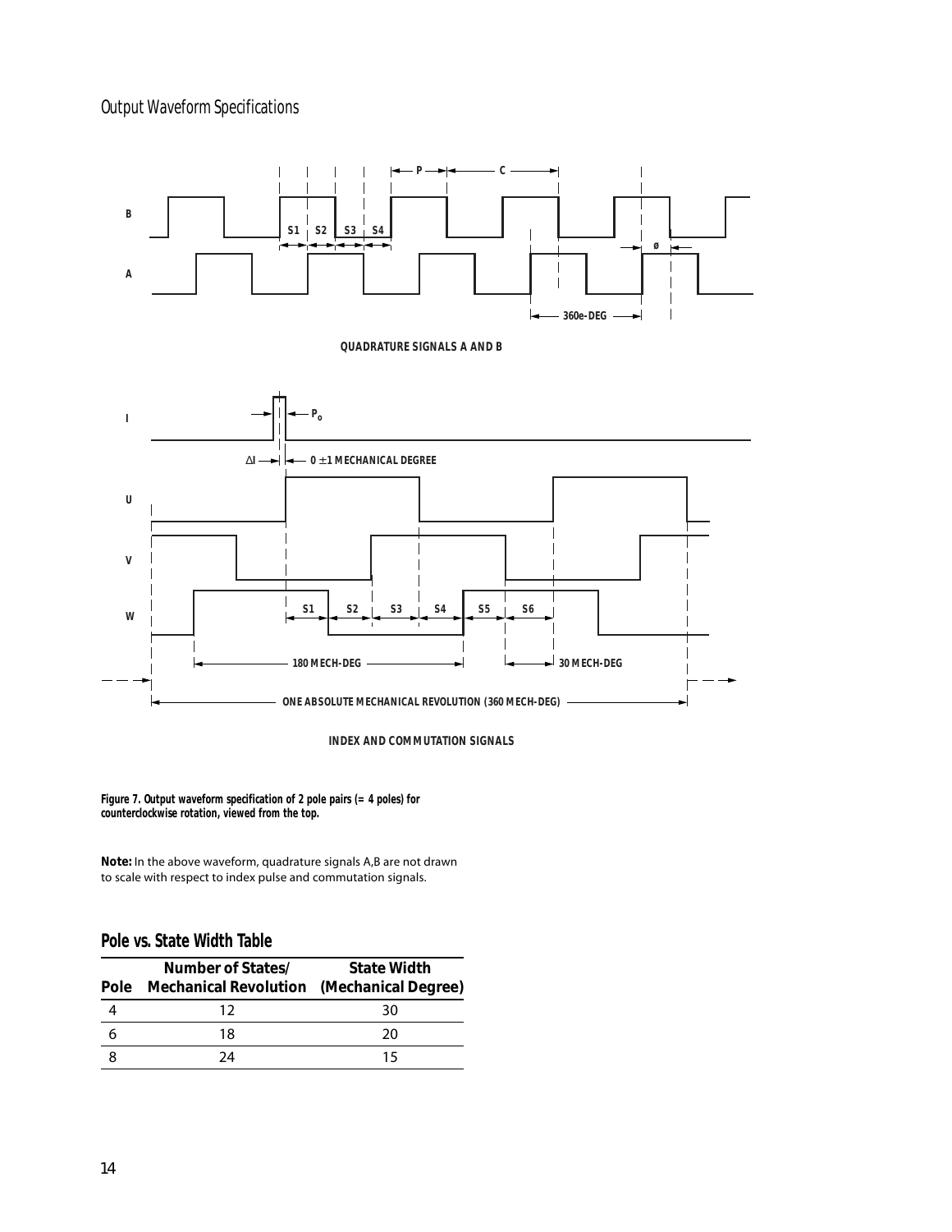## Output Waveform Specifications

QUADRATURE SIGNALS A AND B

INDEX AND COMMUTATION SIGNALS

**Figure 7. Output waveform specification of 2 pole pairs (= 4 poles) for counterclockwise rotation, viewed from the top.**

**Note:** In the above waveform, quadrature signals A,B are not drawn to scale with respect to index pulse and commutation signals.

## Pole vs. State Width Table

| Pole | Number of States/ Mechanical Revolution | State Width (Mechanical Degree) |
|---|---|---|
| 4 | 12 | 30 |
| 6 | 18 | 20 |
| 8 | 24 | 15 |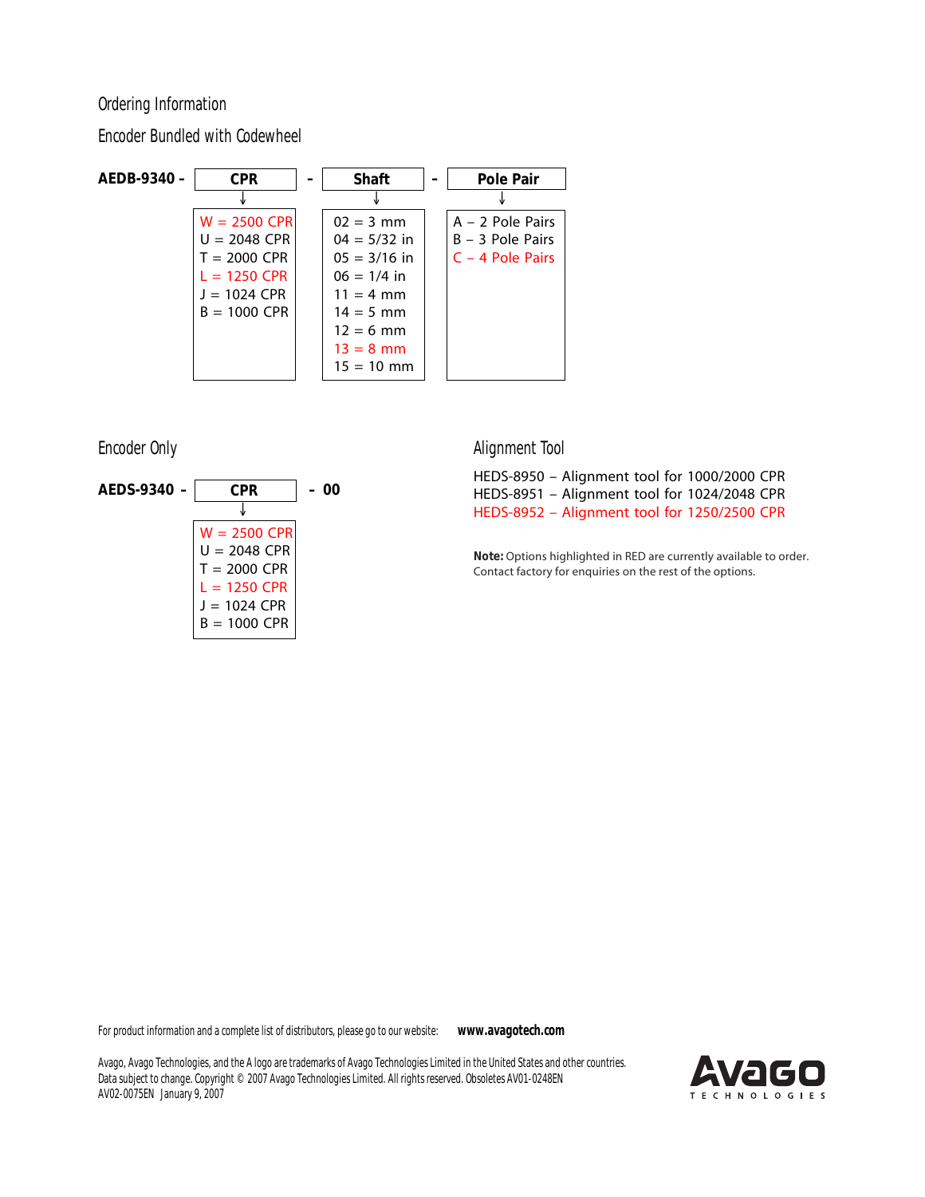## Ordering Information

### Encoder Bundled with Codewheel

**AEDB-9340 –** [CPR] - [Shaft] - [Pole Pair]

| CPR | Shaft | Pole Pair |
|---|---|---|
| W = 2500 CPR | 02 = 3 mm | A – 2 Pole Pairs |
| U = 2048 CPR | 04 = 5/32 in | B – 3 Pole Pairs |
| T = 2000 CPR | 05 = 3/16 in | C – 4 Pole Pairs |
| L = 1250 CPR | 06 = 1/4 in | |
| J = 1024 CPR | 11 = 4 mm | |
| B = 1000 CPR | 14 = 5 mm | |
| | 12 = 6 mm | |
| | 13 = 8 mm | |
| | 15 = 10 mm | |

### Encoder Only

**AEDS-9340 –** [CPR] **- 00**

| CPR |
|---|
| W = 2500 CPR |
| U = 2048 CPR |
| T = 2000 CPR |
| L = 1250 CPR |
| J = 1024 CPR |
| B = 1000 CPR |

### Alignment Tool

HEDS-8950 – Alignment tool for 1000/2000 CPR
HEDS-8951 – Alignment tool for 1024/2048 CPR
HEDS-8952 – Alignment tool for 1250/2500 CPR

**Note:** Options highlighted in RED are currently available to order. Contact factory for enquiries on the rest of the options.

(Options highlighted in RED: W = 2500 CPR, L = 1250 CPR, 13 = 8 mm, C – 4 Pole Pairs, HEDS-8952.)

For product information and a complete list of distributors, please go to our website: **www.avagotech.com**

Avago, Avago Technologies, and the A logo are trademarks of Avago Technologies Limited in the United States and other countries.
Data subject to change. Copyright © 2007 Avago Technologies Limited. All rights reserved. Obsoletes AV01-0248EN
AV02-0075EN January 9, 2007